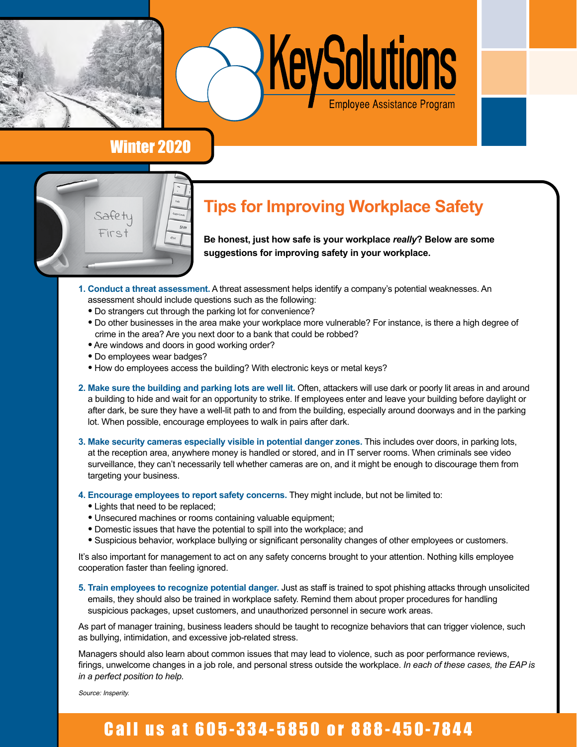# KeySolutions

Employee Assistance Program

Winter 2020

## Tips for Improving Workplace Safety

**Be honest, just how safe is your workplace *really*? Below are some suggestions for improving safety in your workplace.**

1. **Conduct a threat assessment.** A threat assessment helps identify a company's potential weaknesses. An assessment should include questions such as the following:
   - Do strangers cut through the parking lot for convenience?
   - Do other businesses in the area make your workplace more vulnerable? For instance, is there a high degree of crime in the area? Are you next door to a bank that could be robbed?
   - Are windows and doors in good working order?
   - Do employees wear badges?
   - How do employees access the building? With electronic keys or metal keys?

2. **Make sure the building and parking lots are well lit.** Often, attackers will use dark or poorly lit areas in and around a building to hide and wait for an opportunity to strike. If employees enter and leave your building before daylight or after dark, be sure they have a well-lit path to and from the building, especially around doorways and in the parking lot. When possible, encourage employees to walk in pairs after dark.

3. **Make security cameras especially visible in potential danger zones.** This includes over doors, in parking lots, at the reception area, anywhere money is handled or stored, and in IT server rooms. When criminals see video surveillance, they can't necessarily tell whether cameras are on, and it might be enough to discourage them from targeting your business.

4. **Encourage employees to report safety concerns.** They might include, but not be limited to:
   - Lights that need to be replaced;
   - Unsecured machines or rooms containing valuable equipment;
   - Domestic issues that have the potential to spill into the workplace; and
   - Suspicious behavior, workplace bullying or significant personality changes of other employees or customers.

It's also important for management to act on any safety concerns brought to your attention. Nothing kills employee cooperation faster than feeling ignored.

5. **Train employees to recognize potential danger.** Just as staff is trained to spot phishing attacks through unsolicited emails, they should also be trained in workplace safety. Remind them about proper procedures for handling suspicious packages, upset customers, and unauthorized personnel in secure work areas.

As part of manager training, business leaders should be taught to recognize behaviors that can trigger violence, such as bullying, intimidation, and excessive job-related stress.

Managers should also learn about common issues that may lead to violence, such as poor performance reviews, firings, unwelcome changes in a job role, and personal stress outside the workplace. *In each of these cases, the EAP is in a perfect position to help.*

*Source: Insperity.*

**Call us at 605-334-5850 or 888-450-7844**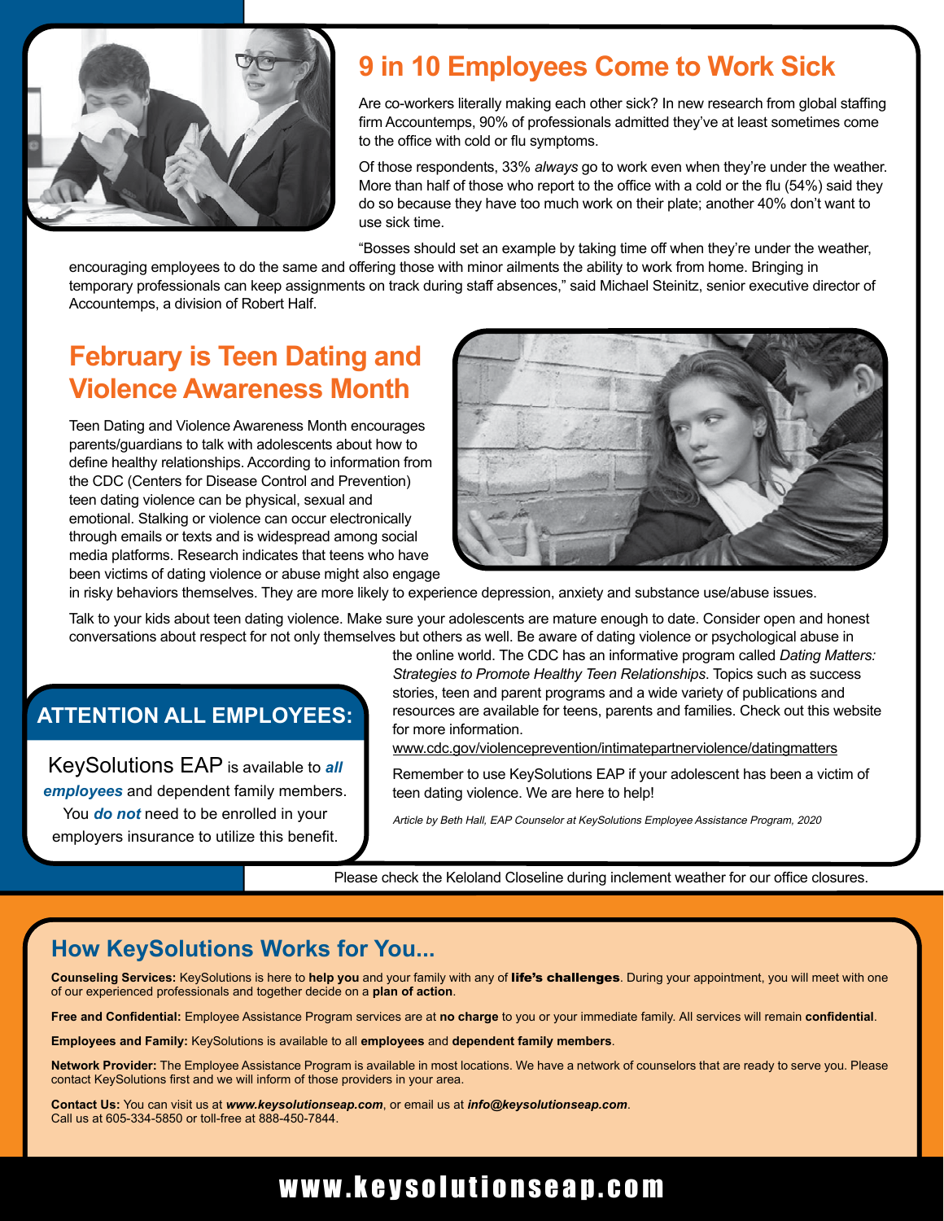## 9 in 10 Employees Come to Work Sick

Are co-workers literally making each other sick? In new research from global staffing firm Accountemps, 90% of professionals admitted they've at least sometimes come to the office with cold or flu symptoms.

Of those respondents, 33% *always* go to work even when they're under the weather. More than half of those who report to the office with a cold or the flu (54%) said they do so because they have too much work on their plate; another 40% don't want to use sick time.

"Bosses should set an example by taking time off when they're under the weather, encouraging employees to do the same and offering those with minor ailments the ability to work from home. Bringing in temporary professionals can keep assignments on track during staff absences," said Michael Steinitz, senior executive director of Accountemps, a division of Robert Half.

## February is Teen Dating and Violence Awareness Month

Teen Dating and Violence Awareness Month encourages parents/guardians to talk with adolescents about how to define healthy relationships. According to information from the CDC (Centers for Disease Control and Prevention) teen dating violence can be physical, sexual and emotional. Stalking or violence can occur electronically through emails or texts and is widespread among social media platforms. Research indicates that teens who have been victims of dating violence or abuse might also engage in risky behaviors themselves. They are more likely to experience depression, anxiety and substance use/abuse issues.

Talk to your kids about teen dating violence. Make sure your adolescents are mature enough to date. Consider open and honest conversations about respect for not only themselves but others as well. Be aware of dating violence or psychological abuse in the online world. The CDC has an informative program called *Dating Matters: Strategies to Promote Healthy Teen Relationships*. Topics such as success stories, teen and parent programs and a wide variety of publications and resources are available for teens, parents and families. Check out this website for more information.

www.cdc.gov/violenceprevention/intimatepartnerviolence/datingmatters

Remember to use KeySolutions EAP if your adolescent has been a victim of teen dating violence. We are here to help!

*Article by Beth Hall, EAP Counselor at KeySolutions Employee Assistance Program, 2020*

### ATTENTION ALL EMPLOYEES:

KeySolutions EAP is available to ***all employees*** and dependent family members. You ***do not*** need to be enrolled in your employers insurance to utilize this benefit.

Please check the Keloland Closeline during inclement weather for our office closures.

## How KeySolutions Works for You...

**Counseling Services:** KeySolutions is here to **help you** and your family with any of **life's challenges**. During your appointment, you will meet with one of our experienced professionals and together decide on a **plan of action**.

**Free and Confidential:** Employee Assistance Program services are at **no charge** to you or your immediate family. All services will remain **confidential**.

**Employees and Family:** KeySolutions is available to all **employees** and **dependent family members**.

**Network Provider:** The Employee Assistance Program is available in most locations. We have a network of counselors that are ready to serve you. Please contact KeySolutions first and we will inform of those providers in your area.

**Contact Us:** You can visit us at ***www.keysolutionseap.com***, or email us at ***info@keysolutionseap.com***. Call us at 605-334-5850 or toll-free at 888-450-7844.

**www.keysolutionseap.com**